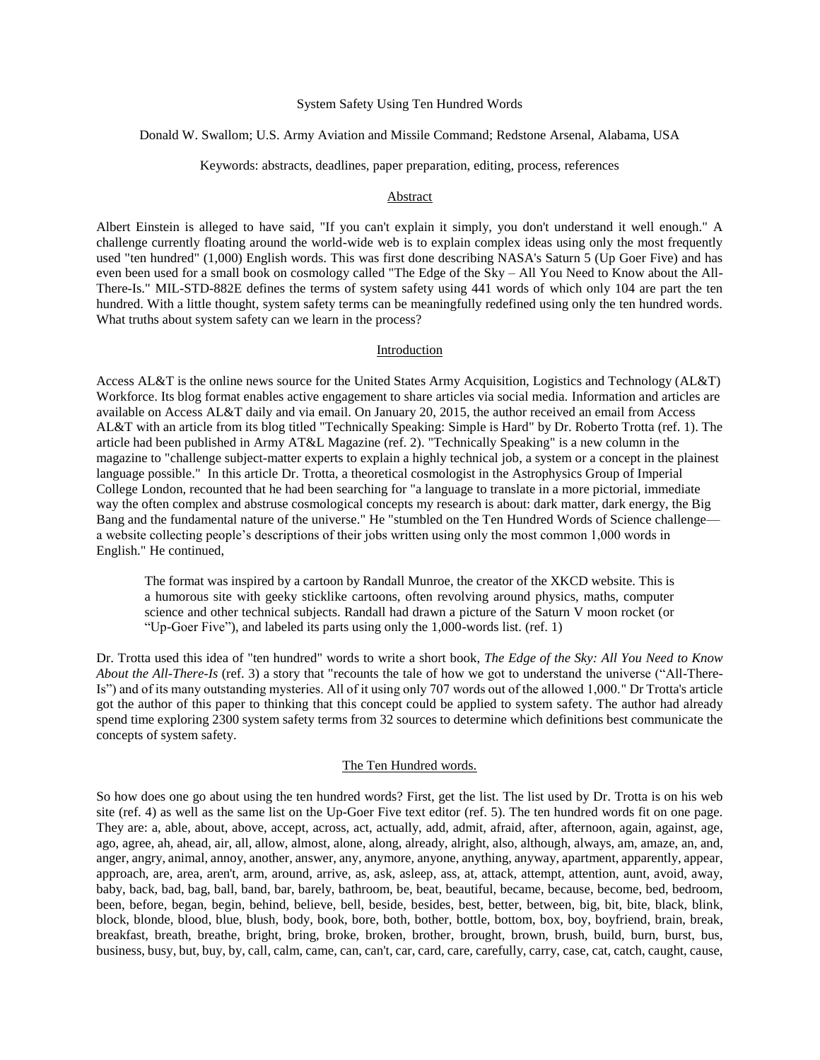System Safety Using Ten Hundred Words

Donald W. Swallom; U.S. Army Aviation and Missile Command; Redstone Arsenal, Alabama, USA

Keywords: abstracts, deadlines, paper preparation, editing, process, references

## Abstract

Albert Einstein is alleged to have said, "If you can't explain it simply, you don't understand it well enough." A challenge currently floating around the world-wide web is to explain complex ideas using only the most frequently used "ten hundred" (1,000) English words. This was first done describing NASA's Saturn 5 (Up Goer Five) and has even been used for a small book on cosmology called "The Edge of the Sky – All You Need to Know about the All-There-Is." MIL-STD-882E defines the terms of system safety using 441 words of which only 104 are part the ten hundred. With a little thought, system safety terms can be meaningfully redefined using only the ten hundred words. What truths about system safety can we learn in the process?

## Introduction

Access AL&T is the online news source for the United States Army Acquisition, Logistics and Technology (AL&T) Workforce. Its blog format enables active engagement to share articles via social media. Information and articles are available on Access AL&T daily and via email. On January 20, 2015, the author received an email from Access AL&T with an article from its blog titled "Technically Speaking: Simple is Hard" by Dr. Roberto Trotta (ref. 1). The article had been published in Army AT&L Magazine (ref. 2). "Technically Speaking" is a new column in the magazine to "challenge subject-matter experts to explain a highly technical job, a system or a concept in the plainest language possible." In this article Dr. Trotta, a theoretical cosmologist in the Astrophysics Group of Imperial College London, recounted that he had been searching for "a language to translate in a more pictorial, immediate way the often complex and abstruse cosmological concepts my research is about: dark matter, dark energy, the Big Bang and the fundamental nature of the universe." He "stumbled on the Ten Hundred Words of Science challenge—a website collecting people's descriptions of their jobs written using only the most common 1,000 words in English." He continued,

> The format was inspired by a cartoon by Randall Munroe, the creator of the XKCD website. This is a humorous site with geeky sticklike cartoons, often revolving around physics, maths, computer science and other technical subjects. Randall had drawn a picture of the Saturn V moon rocket (or "Up-Goer Five"), and labeled its parts using only the 1,000-words list. (ref. 1)

Dr. Trotta used this idea of "ten hundred" words to write a short book, *The Edge of the Sky: All You Need to Know About the All-There-Is* (ref. 3) a story that "recounts the tale of how we got to understand the universe ("All-There-Is") and of its many outstanding mysteries. All of it using only 707 words out of the allowed 1,000." Dr Trotta's article got the author of this paper to thinking that this concept could be applied to system safety. The author had already spend time exploring 2300 system safety terms from 32 sources to determine which definitions best communicate the concepts of system safety.

## The Ten Hundred words.

So how does one go about using the ten hundred words? First, get the list. The list used by Dr. Trotta is on his web site (ref. 4) as well as the same list on the Up-Goer Five text editor (ref. 5). The ten hundred words fit on one page. They are: a, able, about, above, accept, across, act, actually, add, admit, afraid, after, afternoon, again, against, age, ago, agree, ah, ahead, air, all, allow, almost, alone, along, already, alright, also, although, always, am, amaze, an, and, anger, angry, animal, annoy, another, answer, any, anymore, anyone, anything, anyway, apartment, apparently, appear, approach, are, area, aren't, arm, around, arrive, as, ask, asleep, ass, at, attack, attempt, attention, aunt, avoid, away, baby, back, bad, bag, ball, band, bar, barely, bathroom, be, beat, beautiful, became, because, become, bed, bedroom, been, before, began, begin, behind, believe, bell, beside, besides, best, better, between, big, bit, bite, black, blink, block, blonde, blood, blue, blush, body, book, bore, both, bother, bottle, bottom, box, boy, boyfriend, brain, break, breakfast, breath, breathe, bright, bring, broke, broken, brother, brought, brown, brush, build, burn, burst, bus, business, busy, but, buy, by, call, calm, came, can, can't, car, card, care, carefully, carry, case, cat, catch, caught, cause,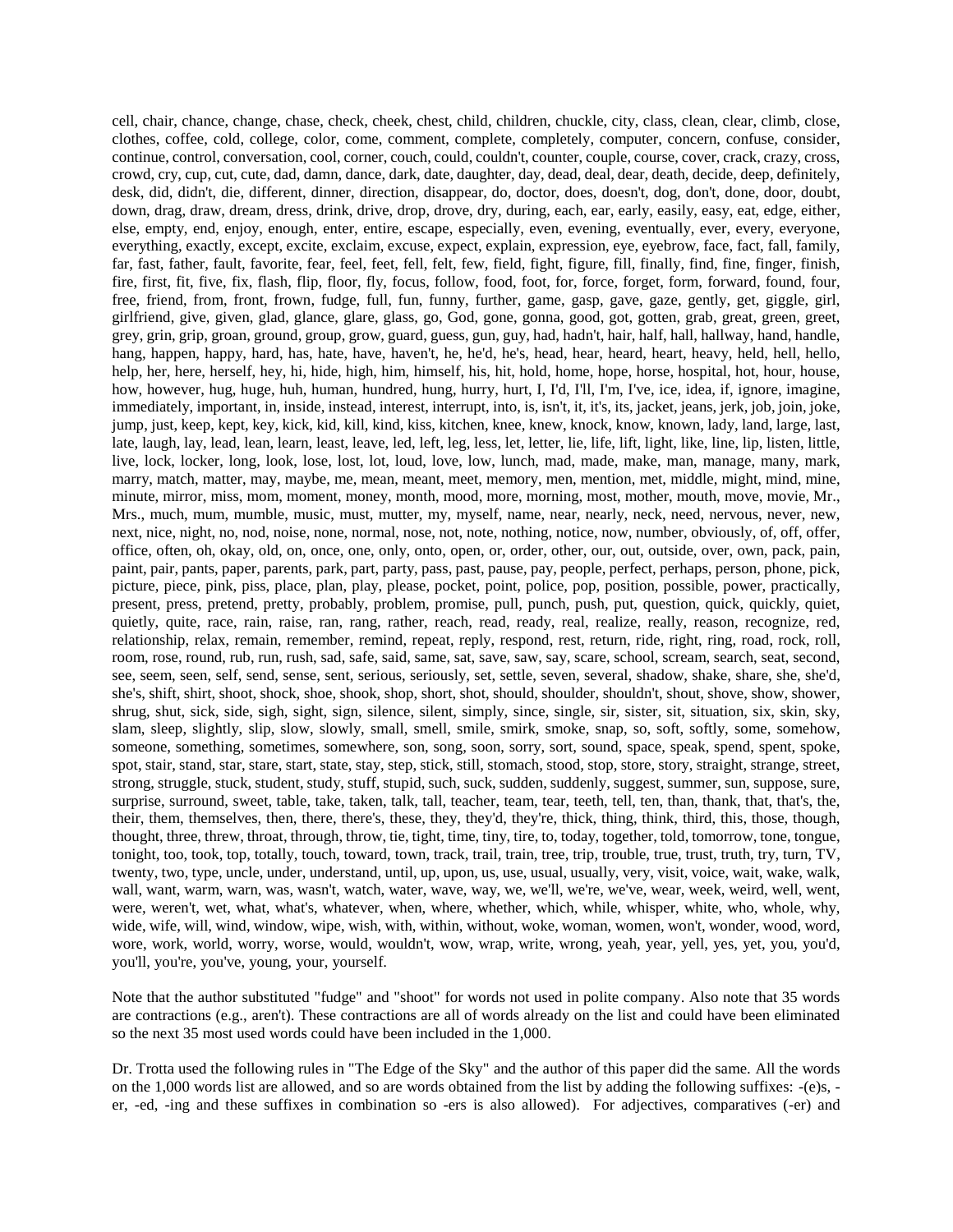cell, chair, chance, change, chase, check, cheek, chest, child, children, chuckle, city, class, clean, clear, climb, close, clothes, coffee, cold, college, color, come, comment, complete, completely, computer, concern, confuse, consider, continue, control, conversation, cool, corner, couch, could, couldn't, counter, couple, course, cover, crack, crazy, cross, crowd, cry, cup, cut, cute, dad, damn, dance, dark, date, daughter, day, dead, deal, dear, death, decide, deep, definitely, desk, did, didn't, die, different, dinner, direction, disappear, do, doctor, does, doesn't, dog, don't, done, door, doubt, down, drag, draw, dream, dress, drink, drive, drop, drove, dry, during, each, ear, early, easily, easy, eat, edge, either, else, empty, end, enjoy, enough, enter, entire, escape, especially, even, evening, eventually, ever, every, everyone, everything, exactly, except, excite, exclaim, excuse, expect, explain, expression, eye, eyebrow, face, fact, fall, family, far, fast, father, fault, favorite, fear, feel, feet, fell, felt, few, field, fight, figure, fill, finally, find, fine, finger, finish, fire, first, fit, five, fix, flash, flip, floor, fly, focus, follow, food, foot, for, force, forget, form, forward, found, four, free, friend, from, front, frown, fudge, full, fun, funny, further, game, gasp, gave, gaze, gently, get, giggle, girl, girlfriend, give, given, glad, glance, glare, glass, go, God, gone, gonna, good, got, gotten, grab, great, green, greet, grey, grin, grip, groan, ground, group, grow, guard, guess, gun, guy, had, hadn't, hair, half, hall, hallway, hand, handle, hang, happen, happy, hard, has, hate, have, haven't, he, he'd, he's, head, hear, heard, heart, heavy, held, hell, hello, help, her, here, herself, hey, hi, hide, high, him, himself, his, hit, hold, home, hope, horse, hospital, hot, hour, house, how, however, hug, huge, huh, human, hundred, hung, hurry, hurt, I, I'd, I'll, I'm, I've, ice, idea, if, ignore, imagine, immediately, important, in, inside, instead, interest, interrupt, into, is, isn't, it, it's, its, jacket, jeans, jerk, job, join, joke, jump, just, keep, kept, key, kick, kid, kill, kind, kiss, kitchen, knee, knew, knock, know, known, lady, land, large, last, late, laugh, lay, lead, lean, learn, least, leave, led, left, leg, less, let, letter, lie, life, lift, light, like, line, lip, listen, little, live, lock, locker, long, look, lose, lost, lot, loud, love, low, lunch, mad, made, make, man, manage, many, mark, marry, match, matter, may, maybe, me, mean, meant, meet, memory, men, mention, met, middle, might, mind, mine, minute, mirror, miss, mom, moment, money, month, mood, more, morning, most, mother, mouth, move, movie, Mr., Mrs., much, mum, mumble, music, must, mutter, my, myself, name, near, nearly, neck, need, nervous, never, new, next, nice, night, no, nod, noise, none, normal, nose, not, note, nothing, notice, now, number, obviously, of, off, offer, office, often, oh, okay, old, on, once, one, only, onto, open, or, order, other, our, out, outside, over, own, pack, pain, paint, pair, pants, paper, parents, park, part, party, pass, past, pause, pay, people, perfect, perhaps, person, phone, pick, picture, piece, pink, piss, place, plan, play, please, pocket, point, police, pop, position, possible, power, practically, present, press, pretend, pretty, probably, problem, promise, pull, punch, push, put, question, quick, quickly, quiet, quietly, quite, race, rain, raise, ran, rang, rather, reach, read, ready, real, realize, really, reason, recognize, red, relationship, relax, remain, remember, remind, repeat, reply, respond, rest, return, ride, right, ring, road, rock, roll, room, rose, round, rub, run, rush, sad, safe, said, same, sat, save, saw, say, scare, school, scream, search, seat, second, see, seem, seen, self, send, sense, sent, serious, seriously, set, settle, seven, several, shadow, shake, share, she, she'd, she's, shift, shirt, shoot, shock, shoe, shook, shop, short, shot, should, shoulder, shouldn't, shout, shove, show, shower, shrug, shut, sick, side, sigh, sight, sign, silence, silent, simply, since, single, sir, sister, sit, situation, six, skin, sky, slam, sleep, slightly, slip, slow, slowly, small, smell, smile, smirk, smoke, snap, so, soft, softly, some, somehow, someone, something, sometimes, somewhere, son, song, soon, sorry, sort, sound, space, speak, spend, spent, spoke, spot, stair, stand, star, stare, start, state, stay, step, stick, still, stomach, stood, stop, store, story, straight, strange, street, strong, struggle, stuck, student, study, stuff, stupid, such, suck, sudden, suddenly, suggest, summer, sun, suppose, sure, surprise, surround, sweet, table, take, taken, talk, tall, teacher, team, tear, teeth, tell, ten, than, thank, that, that's, the, their, them, themselves, then, there, there's, these, they, they'd, they're, thick, thing, think, third, this, those, though, thought, three, threw, throat, through, throw, tie, tight, time, tiny, tire, to, today, together, told, tomorrow, tone, tongue, tonight, too, took, top, totally, touch, toward, town, track, trail, train, tree, trip, trouble, true, trust, truth, try, turn, TV, twenty, two, type, uncle, under, understand, until, up, upon, us, use, usual, usually, very, visit, voice, wait, wake, walk, wall, want, warm, warn, was, wasn't, watch, water, wave, way, we, we'll, we're, we've, wear, week, weird, well, went, were, weren't, wet, what, what's, whatever, when, where, whether, which, while, whisper, white, who, whole, why, wide, wife, will, wind, window, wipe, wish, with, within, without, woke, woman, women, won't, wonder, wood, word, wore, work, world, worry, worse, would, wouldn't, wow, wrap, write, wrong, yeah, year, yell, yes, yet, you, you'd, you'll, you're, you've, young, your, yourself.

Note that the author substituted "fudge" and "shoot" for words not used in polite company. Also note that 35 words are contractions (e.g., aren't). These contractions are all of words already on the list and could have been eliminated so the next 35 most used words could have been included in the 1,000.

Dr. Trotta used the following rules in "The Edge of the Sky" and the author of this paper did the same. All the words on the 1,000 words list are allowed, and so are words obtained from the list by adding the following suffixes: -(e)s, -er, -ed, -ing and these suffixes in combination so -ers is also allowed). For adjectives, comparatives (-er) and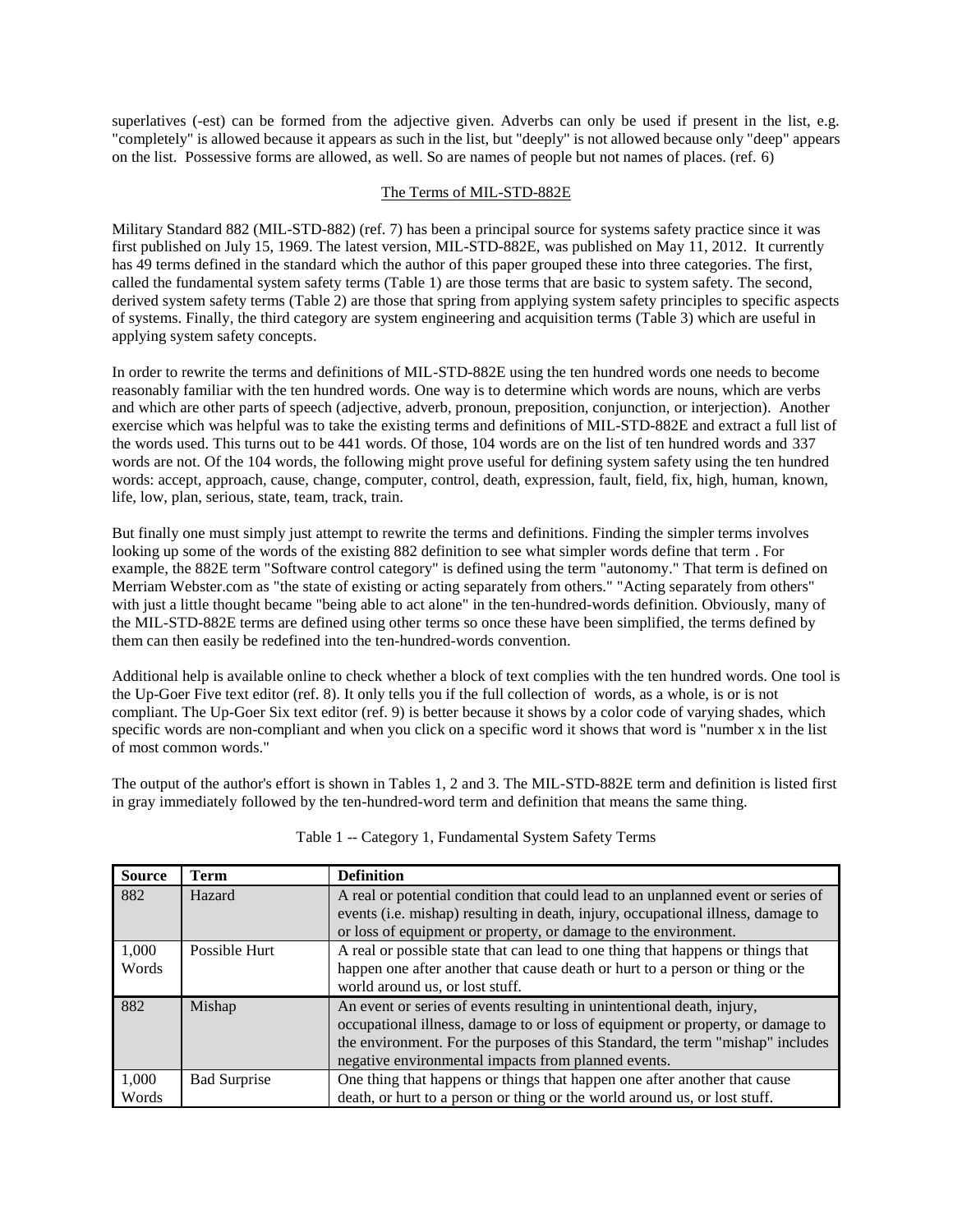superlatives (-est) can be formed from the adjective given. Adverbs can only be used if present in the list, e.g. "completely" is allowed because it appears as such in the list, but "deeply" is not allowed because only "deep" appears on the list. Possessive forms are allowed, as well. So are names of people but not names of places. (ref. 6)

## The Terms of MIL-STD-882E

Military Standard 882 (MIL-STD-882) (ref. 7) has been a principal source for systems safety practice since it was first published on July 15, 1969. The latest version, MIL-STD-882E, was published on May 11, 2012. It currently has 49 terms defined in the standard which the author of this paper grouped these into three categories. The first, called the fundamental system safety terms (Table 1) are those terms that are basic to system safety. The second, derived system safety terms (Table 2) are those that spring from applying system safety principles to specific aspects of systems. Finally, the third category are system engineering and acquisition terms (Table 3) which are useful in applying system safety concepts.

In order to rewrite the terms and definitions of MIL-STD-882E using the ten hundred words one needs to become reasonably familiar with the ten hundred words. One way is to determine which words are nouns, which are verbs and which are other parts of speech (adjective, adverb, pronoun, preposition, conjunction, or interjection). Another exercise which was helpful was to take the existing terms and definitions of MIL-STD-882E and extract a full list of the words used. This turns out to be 441 words. Of those, 104 words are on the list of ten hundred words and 337 words are not. Of the 104 words, the following might prove useful for defining system safety using the ten hundred words: accept, approach, cause, change, computer, control, death, expression, fault, field, fix, high, human, known, life, low, plan, serious, state, team, track, train.

But finally one must simply just attempt to rewrite the terms and definitions. Finding the simpler terms involves looking up some of the words of the existing 882 definition to see what simpler words define that term . For example, the 882E term "Software control category" is defined using the term "autonomy." That term is defined on Merriam Webster.com as "the state of existing or acting separately from others." "Acting separately from others" with just a little thought became "being able to act alone" in the ten-hundred-words definition. Obviously, many of the MIL-STD-882E terms are defined using other terms so once these have been simplified, the terms defined by them can then easily be redefined into the ten-hundred-words convention.

Additional help is available online to check whether a block of text complies with the ten hundred words. One tool is the Up-Goer Five text editor (ref. 8). It only tells you if the full collection of words, as a whole, is or is not compliant. The Up-Goer Six text editor (ref. 9) is better because it shows by a color code of varying shades, which specific words are non-compliant and when you click on a specific word it shows that word is "number x in the list of most common words."

The output of the author's effort is shown in Tables 1, 2 and 3. The MIL-STD-882E term and definition is listed first in gray immediately followed by the ten-hundred-word term and definition that means the same thing.

Table 1 -- Category 1, Fundamental System Safety Terms

| Source | Term | Definition |
|---|---|---|
| 882 | Hazard | A real or potential condition that could lead to an unplanned event or series of events (i.e. mishap) resulting in death, injury, occupational illness, damage to or loss of equipment or property, or damage to the environment. |
| 1,000 Words | Possible Hurt | A real or possible state that can lead to one thing that happens or things that happen one after another that cause death or hurt to a person or thing or the world around us, or lost stuff. |
| 882 | Mishap | An event or series of events resulting in unintentional death, injury, occupational illness, damage to or loss of equipment or property, or damage to the environment. For the purposes of this Standard, the term "mishap" includes negative environmental impacts from planned events. |
| 1,000 Words | Bad Surprise | One thing that happens or things that happen one after another that cause death, or hurt to a person or thing or the world around us, or lost stuff. |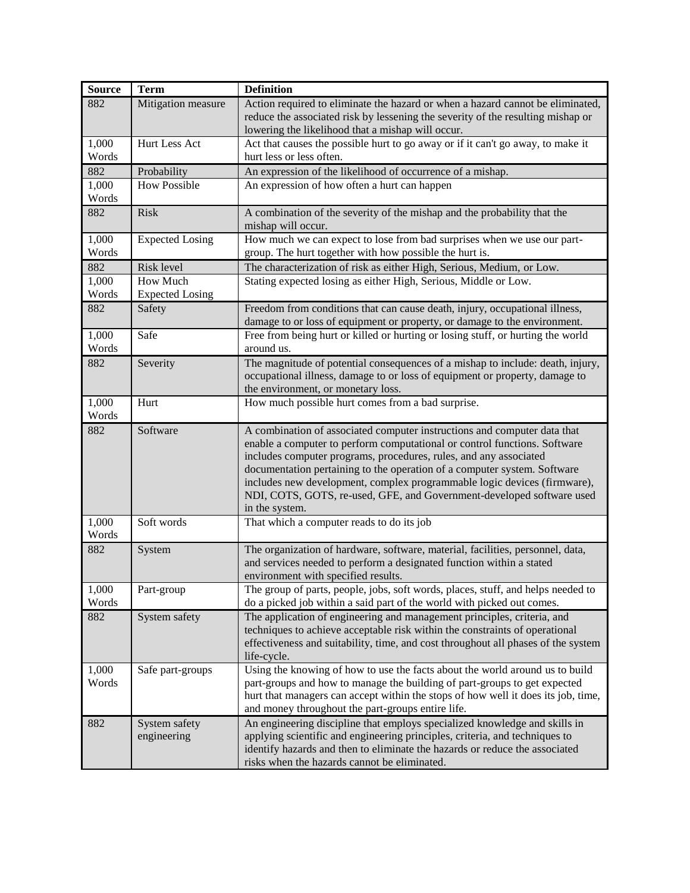| Source | Term | Definition |
|---|---|---|
| 882 | Mitigation measure | Action required to eliminate the hazard or when a hazard cannot be eliminated, reduce the associated risk by lessening the severity of the resulting mishap or lowering the likelihood that a mishap will occur. |
| 1,000 Words | Hurt Less Act | Act that causes the possible hurt to go away or if it can't go away, to make it hurt less or less often. |
| 882 | Probability | An expression of the likelihood of occurrence of a mishap. |
| 1,000 Words | How Possible | An expression of how often a hurt can happen |
| 882 | Risk | A combination of the severity of the mishap and the probability that the mishap will occur. |
| 1,000 Words | Expected Losing | How much we can expect to lose from bad surprises when we use our part-group. The hurt together with how possible the hurt is. |
| 882 | Risk level | The characterization of risk as either High, Serious, Medium, or Low. |
| 1,000 Words | How Much Expected Losing | Stating expected losing as either High, Serious, Middle or Low. |
| 882 | Safety | Freedom from conditions that can cause death, injury, occupational illness, damage to or loss of equipment or property, or damage to the environment. |
| 1,000 Words | Safe | Free from being hurt or killed or hurting or losing stuff, or hurting the world around us. |
| 882 | Severity | The magnitude of potential consequences of a mishap to include: death, injury, occupational illness, damage to or loss of equipment or property, damage to the environment, or monetary loss. |
| 1,000 Words | Hurt | How much possible hurt comes from a bad surprise. |
| 882 | Software | A combination of associated computer instructions and computer data that enable a computer to perform computational or control functions. Software includes computer programs, procedures, rules, and any associated documentation pertaining to the operation of a computer system. Software includes new development, complex programmable logic devices (firmware), NDI, COTS, GOTS, re-used, GFE, and Government-developed software used in the system. |
| 1,000 Words | Soft words | That which a computer reads to do its job |
| 882 | System | The organization of hardware, software, material, facilities, personnel, data, and services needed to perform a designated function within a stated environment with specified results. |
| 1,000 Words | Part-group | The group of parts, people, jobs, soft words, places, stuff, and helps needed to do a picked job within a said part of the world with picked out comes. |
| 882 | System safety | The application of engineering and management principles, criteria, and techniques to achieve acceptable risk within the constraints of operational effectiveness and suitability, time, and cost throughout all phases of the system life-cycle. |
| 1,000 Words | Safe part-groups | Using the knowing of how to use the facts about the world around us to build part-groups and how to manage the building of part-groups to get expected hurt that managers can accept within the stops of how well it does its job, time, and money throughout the part-groups entire life. |
| 882 | System safety engineering | An engineering discipline that employs specialized knowledge and skills in applying scientific and engineering principles, criteria, and techniques to identify hazards and then to eliminate the hazards or reduce the associated risks when the hazards cannot be eliminated. |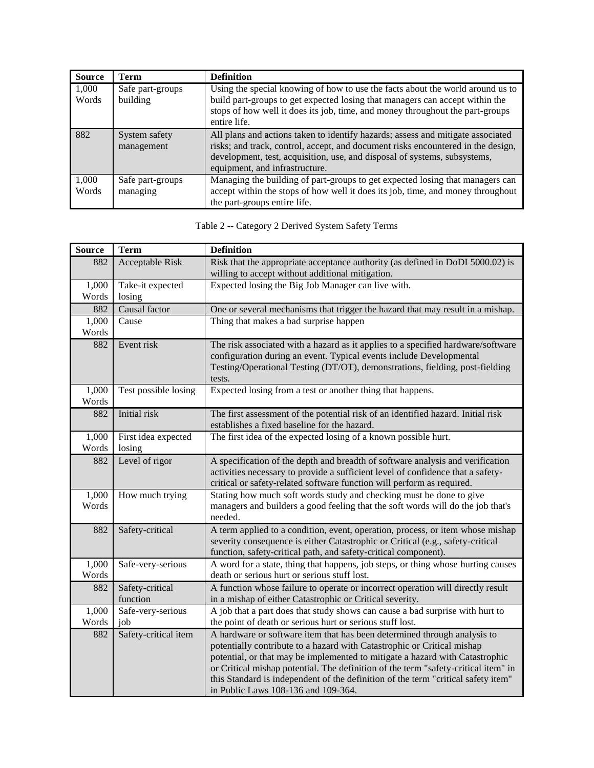| Source | Term | Definition |
|---|---|---|
| 1,000 Words | Safe part-groups building | Using the special knowing of how to use the facts about the world around us to build part-groups to get expected losing that managers can accept within the stops of how well it does its job, time, and money throughout the part-groups entire life. |
| 882 | System safety management | All plans and actions taken to identify hazards; assess and mitigate associated risks; and track, control, accept, and document risks encountered in the design, development, test, acquisition, use, and disposal of systems, subsystems, equipment, and infrastructure. |
| 1,000 Words | Safe part-groups managing | Managing the building of part-groups to get expected losing that managers can accept within the stops of how well it does its job, time, and money throughout the part-groups entire life. |

Table 2 -- Category 2 Derived System Safety Terms

| Source | Term | Definition |
|---|---|---|
| 882 | Acceptable Risk | Risk that the appropriate acceptance authority (as defined in DoDI 5000.02) is willing to accept without additional mitigation. |
| 1,000 Words | Take-it expected losing | Expected losing the Big Job Manager can live with. |
| 882 | Causal factor | One or several mechanisms that trigger the hazard that may result in a mishap. |
| 1,000 Words | Cause | Thing that makes a bad surprise happen |
| 882 | Event risk | The risk associated with a hazard as it applies to a specified hardware/software configuration during an event. Typical events include Developmental Testing/Operational Testing (DT/OT), demonstrations, fielding, post-fielding tests. |
| 1,000 Words | Test possible losing | Expected losing from a test or another thing that happens. |
| 882 | Initial risk | The first assessment of the potential risk of an identified hazard. Initial risk establishes a fixed baseline for the hazard. |
| 1,000 Words | First idea expected losing | The first idea of the expected losing of a known possible hurt. |
| 882 | Level of rigor | A specification of the depth and breadth of software analysis and verification activities necessary to provide a sufficient level of confidence that a safety-critical or safety-related software function will perform as required. |
| 1,000 Words | How much trying | Stating how much soft words study and checking must be done to give managers and builders a good feeling that the soft words will do the job that's needed. |
| 882 | Safety-critical | A term applied to a condition, event, operation, process, or item whose mishap severity consequence is either Catastrophic or Critical (e.g., safety-critical function, safety-critical path, and safety-critical component). |
| 1,000 Words | Safe-very-serious | A word for a state, thing that happens, job steps, or thing whose hurting causes death or serious hurt or serious stuff lost. |
| 882 | Safety-critical function | A function whose failure to operate or incorrect operation will directly result in a mishap of either Catastrophic or Critical severity. |
| 1,000 Words | Safe-very-serious job | A job that a part does that study shows can cause a bad surprise with hurt to the point of death or serious hurt or serious stuff lost. |
| 882 | Safety-critical item | A hardware or software item that has been determined through analysis to potentially contribute to a hazard with Catastrophic or Critical mishap potential, or that may be implemented to mitigate a hazard with Catastrophic or Critical mishap potential. The definition of the term "safety-critical item" in this Standard is independent of the definition of the term "critical safety item" in Public Laws 108-136 and 109-364. |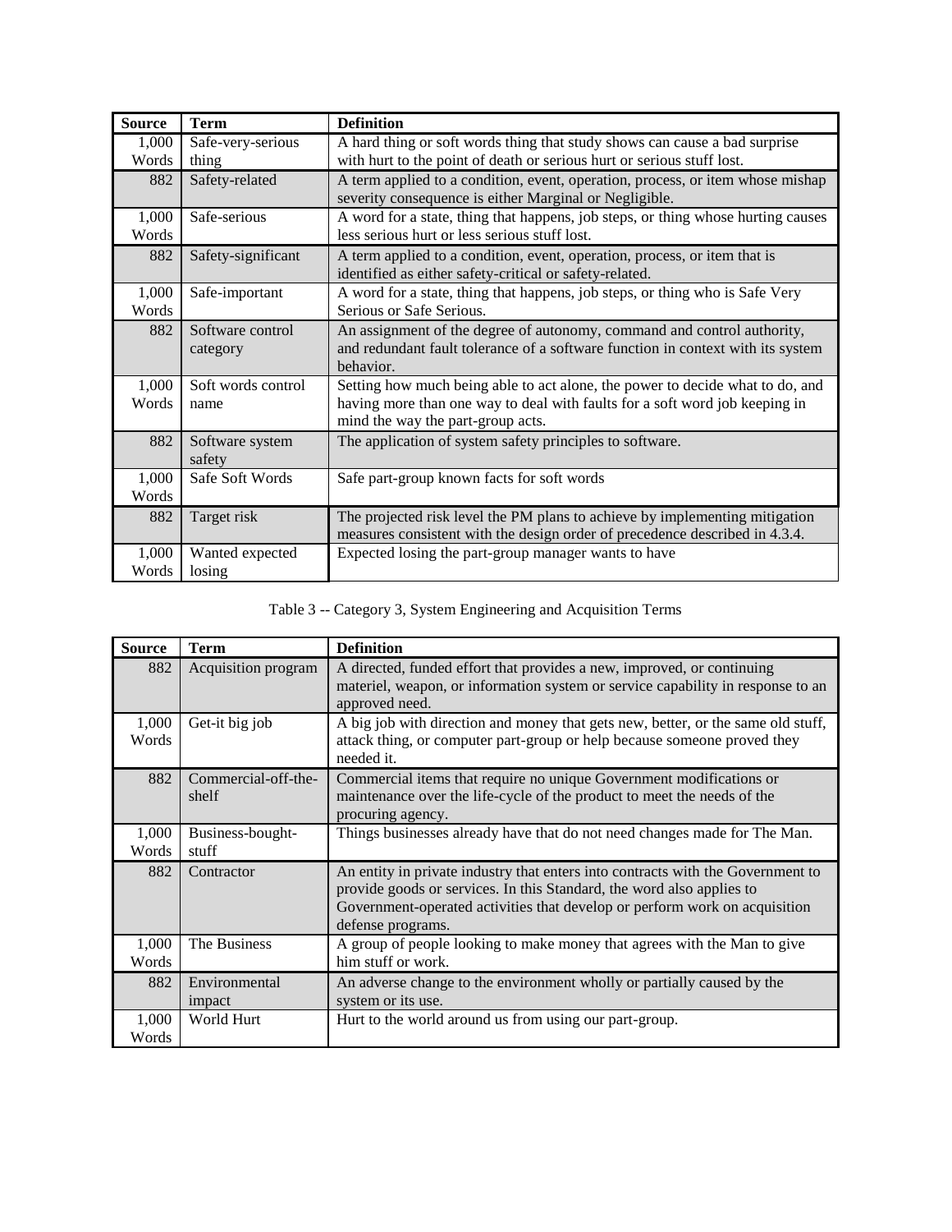| Source | Term | Definition |
|---|---|---|
| 1,000 Words | Safe-very-serious thing | A hard thing or soft words thing that study shows can cause a bad surprise with hurt to the point of death or serious hurt or serious stuff lost. |
| 882 | Safety-related | A term applied to a condition, event, operation, process, or item whose mishap severity consequence is either Marginal or Negligible. |
| 1,000 Words | Safe-serious | A word for a state, thing that happens, job steps, or thing whose hurting causes less serious hurt or less serious stuff lost. |
| 882 | Safety-significant | A term applied to a condition, event, operation, process, or item that is identified as either safety-critical or safety-related. |
| 1,000 Words | Safe-important | A word for a state, thing that happens, job steps, or thing who is Safe Very Serious or Safe Serious. |
| 882 | Software control category | An assignment of the degree of autonomy, command and control authority, and redundant fault tolerance of a software function in context with its system behavior. |
| 1,000 Words | Soft words control name | Setting how much being able to act alone, the power to decide what to do, and having more than one way to deal with faults for a soft word job keeping in mind the way the part-group acts. |
| 882 | Software system safety | The application of system safety principles to software. |
| 1,000 Words | Safe Soft Words | Safe part-group known facts for soft words |
| 882 | Target risk | The projected risk level the PM plans to achieve by implementing mitigation measures consistent with the design order of precedence described in 4.3.4. |
| 1,000 Words | Wanted expected losing | Expected losing the part-group manager wants to have |

Table 3 -- Category 3, System Engineering and Acquisition Terms

| Source | Term | Definition |
|---|---|---|
| 882 | Acquisition program | A directed, funded effort that provides a new, improved, or continuing materiel, weapon, or information system or service capability in response to an approved need. |
| 1,000 Words | Get-it big job | A big job with direction and money that gets new, better, or the same old stuff, attack thing, or computer part-group or help because someone proved they needed it. |
| 882 | Commercial-off-the-shelf | Commercial items that require no unique Government modifications or maintenance over the life-cycle of the product to meet the needs of the procuring agency. |
| 1,000 Words | Business-bought-stuff | Things businesses already have that do not need changes made for The Man. |
| 882 | Contractor | An entity in private industry that enters into contracts with the Government to provide goods or services. In this Standard, the word also applies to Government-operated activities that develop or perform work on acquisition defense programs. |
| 1,000 Words | The Business | A group of people looking to make money that agrees with the Man to give him stuff or work. |
| 882 | Environmental impact | An adverse change to the environment wholly or partially caused by the system or its use. |
| 1,000 Words | World Hurt | Hurt to the world around us from using our part-group. |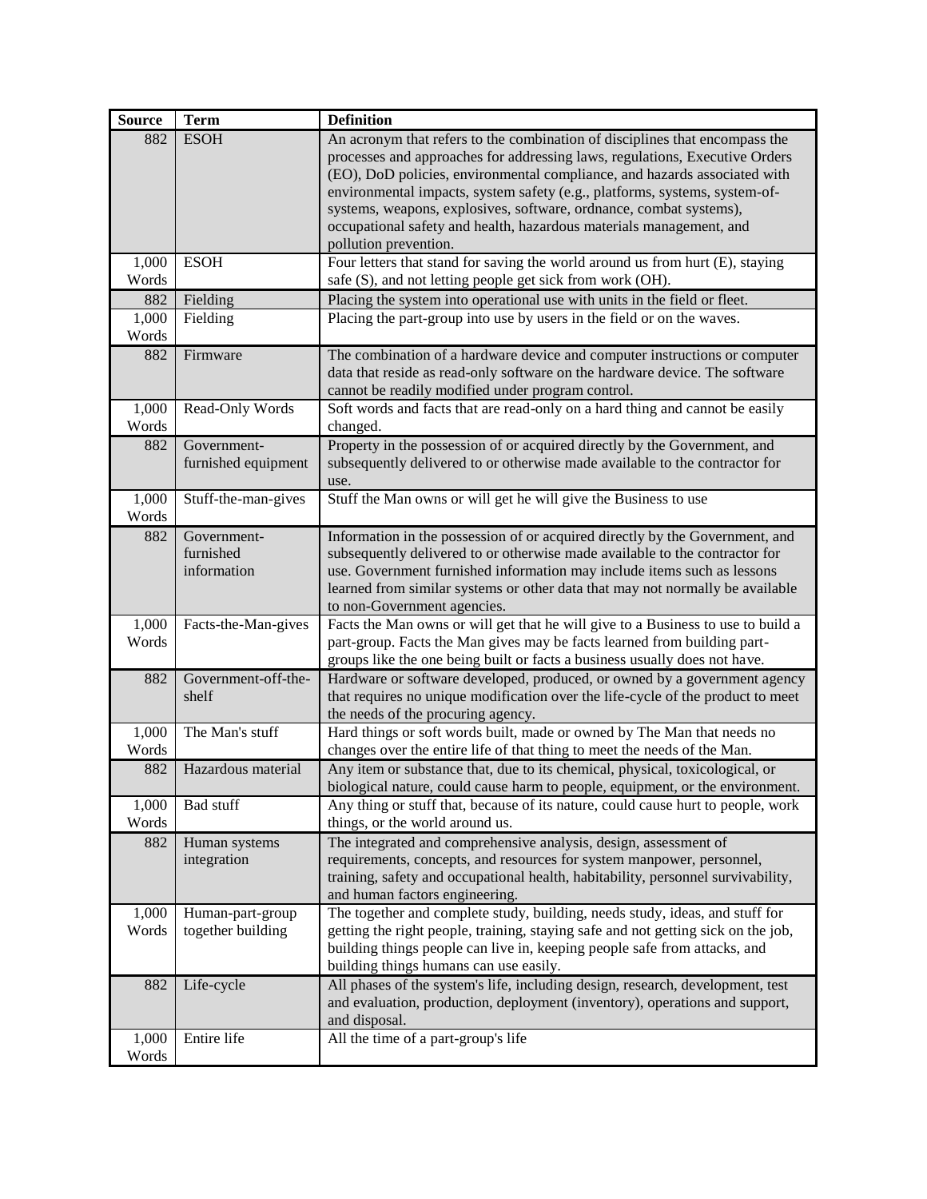| Source | Term | Definition |
|---|---|---|
| 882 | ESOH | An acronym that refers to the combination of disciplines that encompass the processes and approaches for addressing laws, regulations, Executive Orders (EO), DoD policies, environmental compliance, and hazards associated with environmental impacts, system safety (e.g., platforms, systems, system-of-systems, weapons, explosives, software, ordnance, combat systems), occupational safety and health, hazardous materials management, and pollution prevention. |
| 1,000 Words | ESOH | Four letters that stand for saving the world around us from hurt (E), staying safe (S), and not letting people get sick from work (OH). |
| 882 | Fielding | Placing the system into operational use with units in the field or fleet. |
| 1,000 Words | Fielding | Placing the part-group into use by users in the field or on the waves. |
| 882 | Firmware | The combination of a hardware device and computer instructions or computer data that reside as read-only software on the hardware device. The software cannot be readily modified under program control. |
| 1,000 Words | Read-Only Words | Soft words and facts that are read-only on a hard thing and cannot be easily changed. |
| 882 | Government-furnished equipment | Property in the possession of or acquired directly by the Government, and subsequently delivered to or otherwise made available to the contractor for use. |
| 1,000 Words | Stuff-the-man-gives | Stuff the Man owns or will get he will give the Business to use |
| 882 | Government-furnished information | Information in the possession of or acquired directly by the Government, and subsequently delivered to or otherwise made available to the contractor for use. Government furnished information may include items such as lessons learned from similar systems or other data that may not normally be available to non-Government agencies. |
| 1,000 Words | Facts-the-Man-gives | Facts the Man owns or will get that he will give to a Business to use to build a part-group. Facts the Man gives may be facts learned from building part-groups like the one being built or facts a business usually does not have. |
| 882 | Government-off-the-shelf | Hardware or software developed, produced, or owned by a government agency that requires no unique modification over the life-cycle of the product to meet the needs of the procuring agency. |
| 1,000 Words | The Man's stuff | Hard things or soft words built, made or owned by The Man that needs no changes over the entire life of that thing to meet the needs of the Man. |
| 882 | Hazardous material | Any item or substance that, due to its chemical, physical, toxicological, or biological nature, could cause harm to people, equipment, or the environment. |
| 1,000 Words | Bad stuff | Any thing or stuff that, because of its nature, could cause hurt to people, work things, or the world around us. |
| 882 | Human systems integration | The integrated and comprehensive analysis, design, assessment of requirements, concepts, and resources for system manpower, personnel, training, safety and occupational health, habitability, personnel survivability, and human factors engineering. |
| 1,000 Words | Human-part-group together building | The together and complete study, building, needs study, ideas, and stuff for getting the right people, training, staying safe and not getting sick on the job, building things people can live in, keeping people safe from attacks, and building things humans can use easily. |
| 882 | Life-cycle | All phases of the system's life, including design, research, development, test and evaluation, production, deployment (inventory), operations and support, and disposal. |
| 1,000 Words | Entire life | All the time of a part-group's life |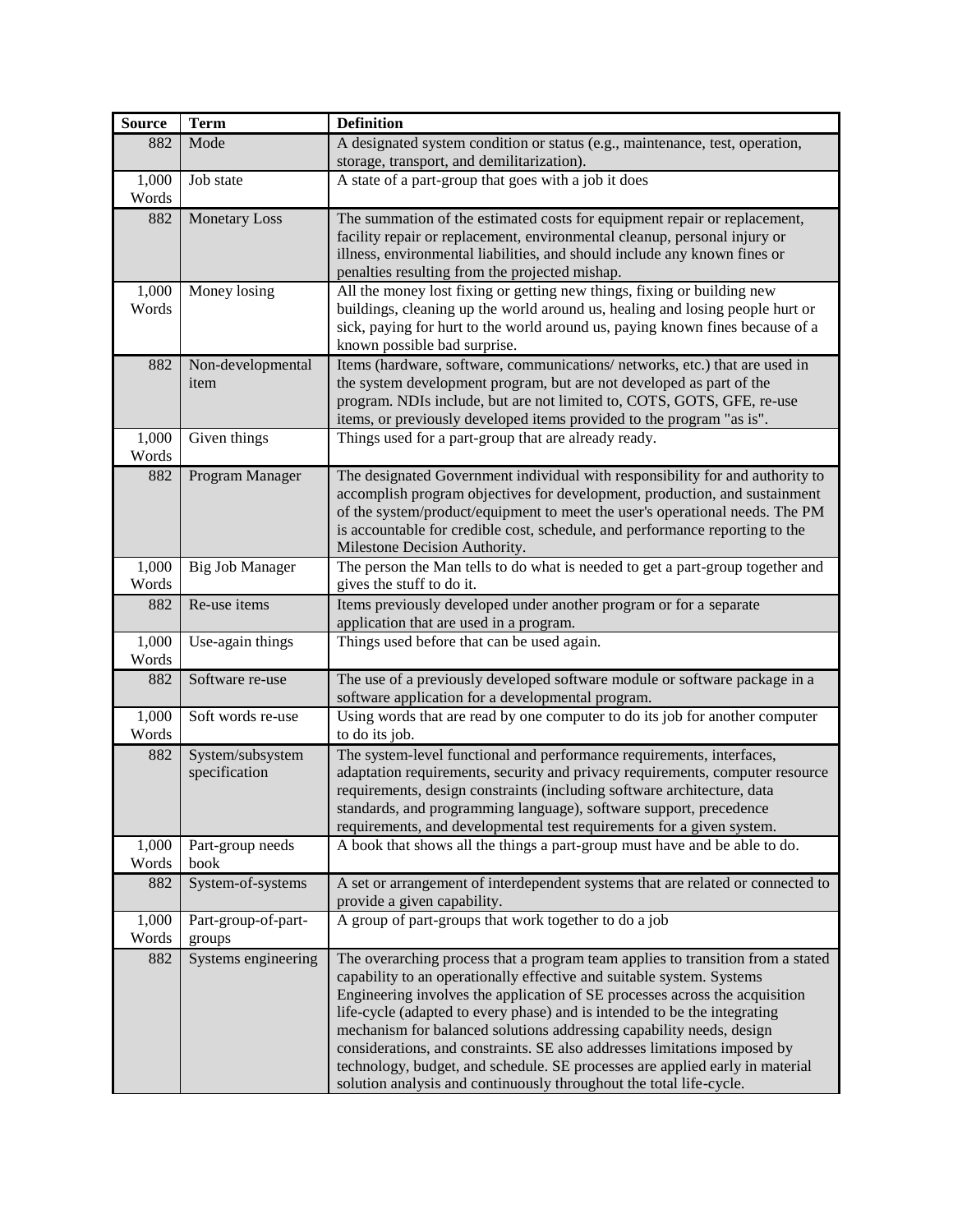| Source | Term | Definition |
|---|---|---|
| 882 | Mode | A designated system condition or status (e.g., maintenance, test, operation, storage, transport, and demilitarization). |
| 1,000 Words | Job state | A state of a part-group that goes with a job it does |
| 882 | Monetary Loss | The summation of the estimated costs for equipment repair or replacement, facility repair or replacement, environmental cleanup, personal injury or illness, environmental liabilities, and should include any known fines or penalties resulting from the projected mishap. |
| 1,000 Words | Money losing | All the money lost fixing or getting new things, fixing or building new buildings, cleaning up the world around us, healing and losing people hurt or sick, paying for hurt to the world around us, paying known fines because of a known possible bad surprise. |
| 882 | Non-developmental item | Items (hardware, software, communications/ networks, etc.) that are used in the system development program, but are not developed as part of the program. NDIs include, but are not limited to, COTS, GOTS, GFE, re-use items, or previously developed items provided to the program "as is". |
| 1,000 Words | Given things | Things used for a part-group that are already ready. |
| 882 | Program Manager | The designated Government individual with responsibility for and authority to accomplish program objectives for development, production, and sustainment of the system/product/equipment to meet the user's operational needs. The PM is accountable for credible cost, schedule, and performance reporting to the Milestone Decision Authority. |
| 1,000 Words | Big Job Manager | The person the Man tells to do what is needed to get a part-group together and gives the stuff to do it. |
| 882 | Re-use items | Items previously developed under another program or for a separate application that are used in a program. |
| 1,000 Words | Use-again things | Things used before that can be used again. |
| 882 | Software re-use | The use of a previously developed software module or software package in a software application for a developmental program. |
| 1,000 Words | Soft words re-use | Using words that are read by one computer to do its job for another computer to do its job. |
| 882 | System/subsystem specification | The system-level functional and performance requirements, interfaces, adaptation requirements, security and privacy requirements, computer resource requirements, design constraints (including software architecture, data standards, and programming language), software support, precedence requirements, and developmental test requirements for a given system. |
| 1,000 Words | Part-group needs book | A book that shows all the things a part-group must have and be able to do. |
| 882 | System-of-systems | A set or arrangement of interdependent systems that are related or connected to provide a given capability. |
| 1,000 Words | Part-group-of-part-groups | A group of part-groups that work together to do a job |
| 882 | Systems engineering | The overarching process that a program team applies to transition from a stated capability to an operationally effective and suitable system. Systems Engineering involves the application of SE processes across the acquisition life-cycle (adapted to every phase) and is intended to be the integrating mechanism for balanced solutions addressing capability needs, design considerations, and constraints. SE also addresses limitations imposed by technology, budget, and schedule. SE processes are applied early in material solution analysis and continuously throughout the total life-cycle. |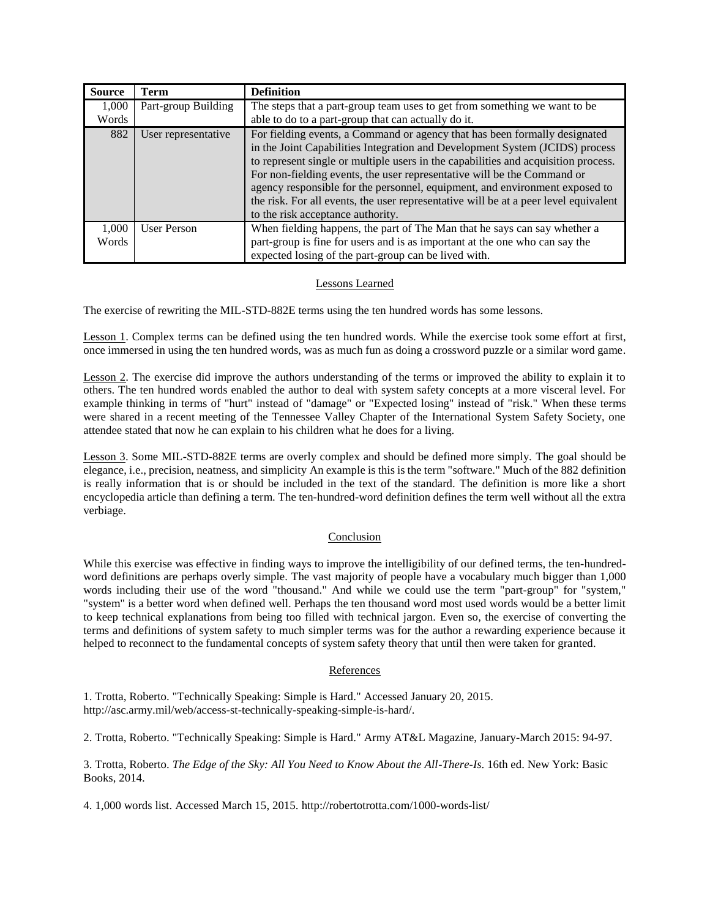| Source | Term | Definition |
|---|---|---|
| 1,000 Words | Part-group Building | The steps that a part-group team uses to get from something we want to be able to do to a part-group that can actually do it. |
| 882 | User representative | For fielding events, a Command or agency that has been formally designated in the Joint Capabilities Integration and Development System (JCIDS) process to represent single or multiple users in the capabilities and acquisition process. For non-fielding events, the user representative will be the Command or agency responsible for the personnel, equipment, and environment exposed to the risk. For all events, the user representative will be at a peer level equivalent to the risk acceptance authority. |
| 1,000 Words | User Person | When fielding happens, the part of The Man that he says can say whether a part-group is fine for users and is as important at the one who can say the expected losing of the part-group can be lived with. |

## Lessons Learned

The exercise of rewriting the MIL-STD-882E terms using the ten hundred words has some lessons.

Lesson 1. Complex terms can be defined using the ten hundred words. While the exercise took some effort at first, once immersed in using the ten hundred words, was as much fun as doing a crossword puzzle or a similar word game.

Lesson 2. The exercise did improve the authors understanding of the terms or improved the ability to explain it to others. The ten hundred words enabled the author to deal with system safety concepts at a more visceral level. For example thinking in terms of "hurt" instead of "damage" or "Expected losing" instead of "risk." When these terms were shared in a recent meeting of the Tennessee Valley Chapter of the International System Safety Society, one attendee stated that now he can explain to his children what he does for a living.

Lesson 3. Some MIL-STD-882E terms are overly complex and should be defined more simply. The goal should be elegance, i.e., precision, neatness, and simplicity An example is this is the term "software." Much of the 882 definition is really information that is or should be included in the text of the standard. The definition is more like a short encyclopedia article than defining a term. The ten-hundred-word definition defines the term well without all the extra verbiage.

## Conclusion

While this exercise was effective in finding ways to improve the intelligibility of our defined terms, the ten-hundred-word definitions are perhaps overly simple. The vast majority of people have a vocabulary much bigger than 1,000 words including their use of the word "thousand." And while we could use the term "part-group" for "system," "system" is a better word when defined well. Perhaps the ten thousand word most used words would be a better limit to keep technical explanations from being too filled with technical jargon. Even so, the exercise of converting the terms and definitions of system safety to much simpler terms was for the author a rewarding experience because it helped to reconnect to the fundamental concepts of system safety theory that until then were taken for granted.

## References

1. Trotta, Roberto. "Technically Speaking: Simple is Hard." Accessed January 20, 2015. http://asc.army.mil/web/access-st-technically-speaking-simple-is-hard/.

2. Trotta, Roberto. "Technically Speaking: Simple is Hard." Army AT&L Magazine, January-March 2015: 94-97.

3. Trotta, Roberto. *The Edge of the Sky: All You Need to Know About the All-There-Is*. 16th ed. New York: Basic Books, 2014.

4. 1,000 words list. Accessed March 15, 2015. http://robertotrotta.com/1000-words-list/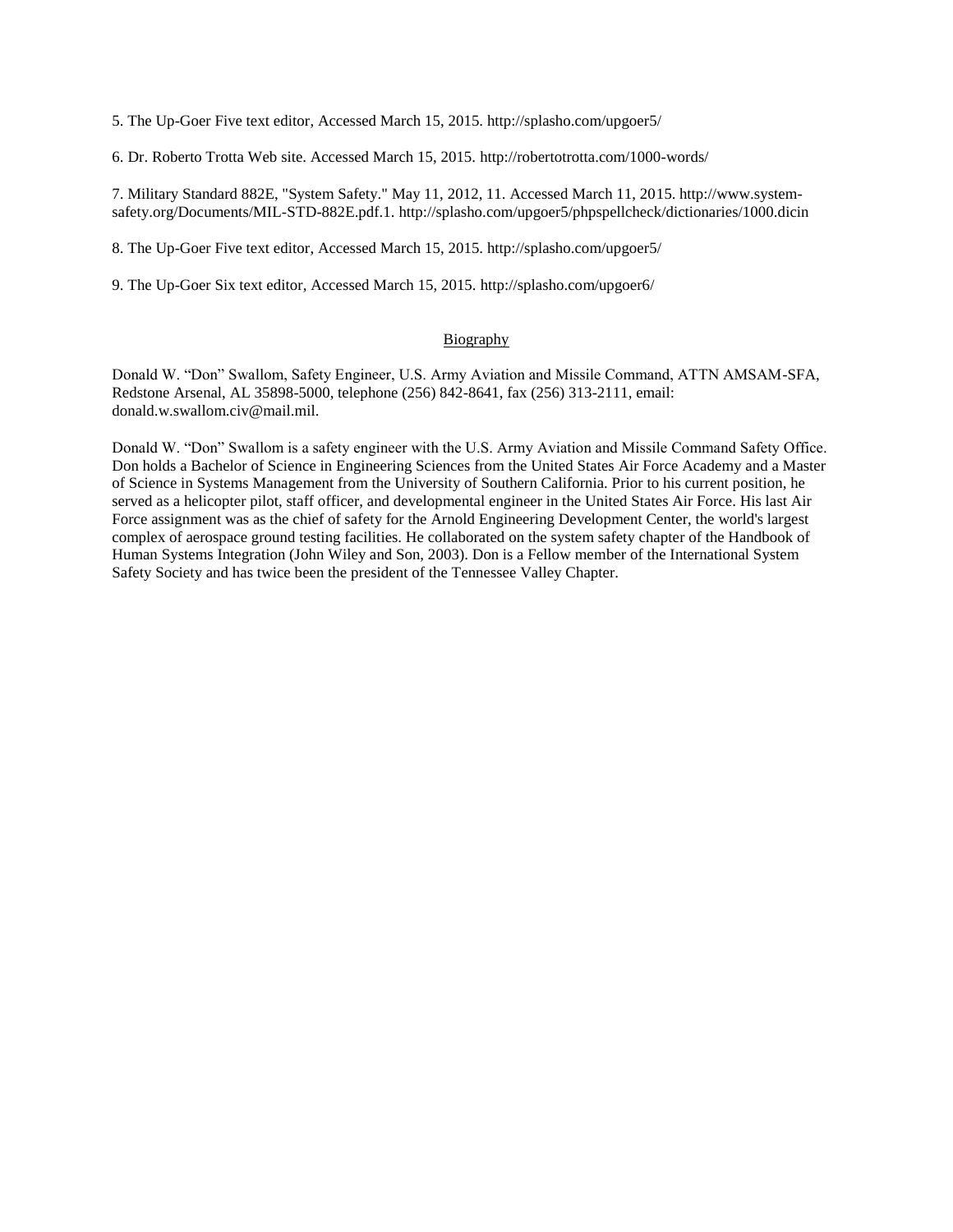5. The Up-Goer Five text editor, Accessed March 15, 2015. http://splasho.com/upgoer5/

6. Dr. Roberto Trotta Web site. Accessed March 15, 2015. http://robertotrotta.com/1000-words/

7. Military Standard 882E, "System Safety." May 11, 2012, 11. Accessed March 11, 2015. http://www.system-safety.org/Documents/MIL-STD-882E.pdf.1. http://splasho.com/upgoer5/phpspellcheck/dictionaries/1000.dicin

8. The Up-Goer Five text editor, Accessed March 15, 2015. http://splasho.com/upgoer5/

9. The Up-Goer Six text editor, Accessed March 15, 2015. http://splasho.com/upgoer6/

## Biography

Donald W. "Don" Swallom, Safety Engineer, U.S. Army Aviation and Missile Command, ATTN AMSAM-SFA, Redstone Arsenal, AL 35898-5000, telephone (256) 842-8641, fax (256) 313-2111, email: donald.w.swallom.civ@mail.mil.

Donald W. "Don" Swallom is a safety engineer with the U.S. Army Aviation and Missile Command Safety Office. Don holds a Bachelor of Science in Engineering Sciences from the United States Air Force Academy and a Master of Science in Systems Management from the University of Southern California. Prior to his current position, he served as a helicopter pilot, staff officer, and developmental engineer in the United States Air Force. His last Air Force assignment was as the chief of safety for the Arnold Engineering Development Center, the world's largest complex of aerospace ground testing facilities. He collaborated on the system safety chapter of the Handbook of Human Systems Integration (John Wiley and Son, 2003). Don is a Fellow member of the International System Safety Society and has twice been the president of the Tennessee Valley Chapter.